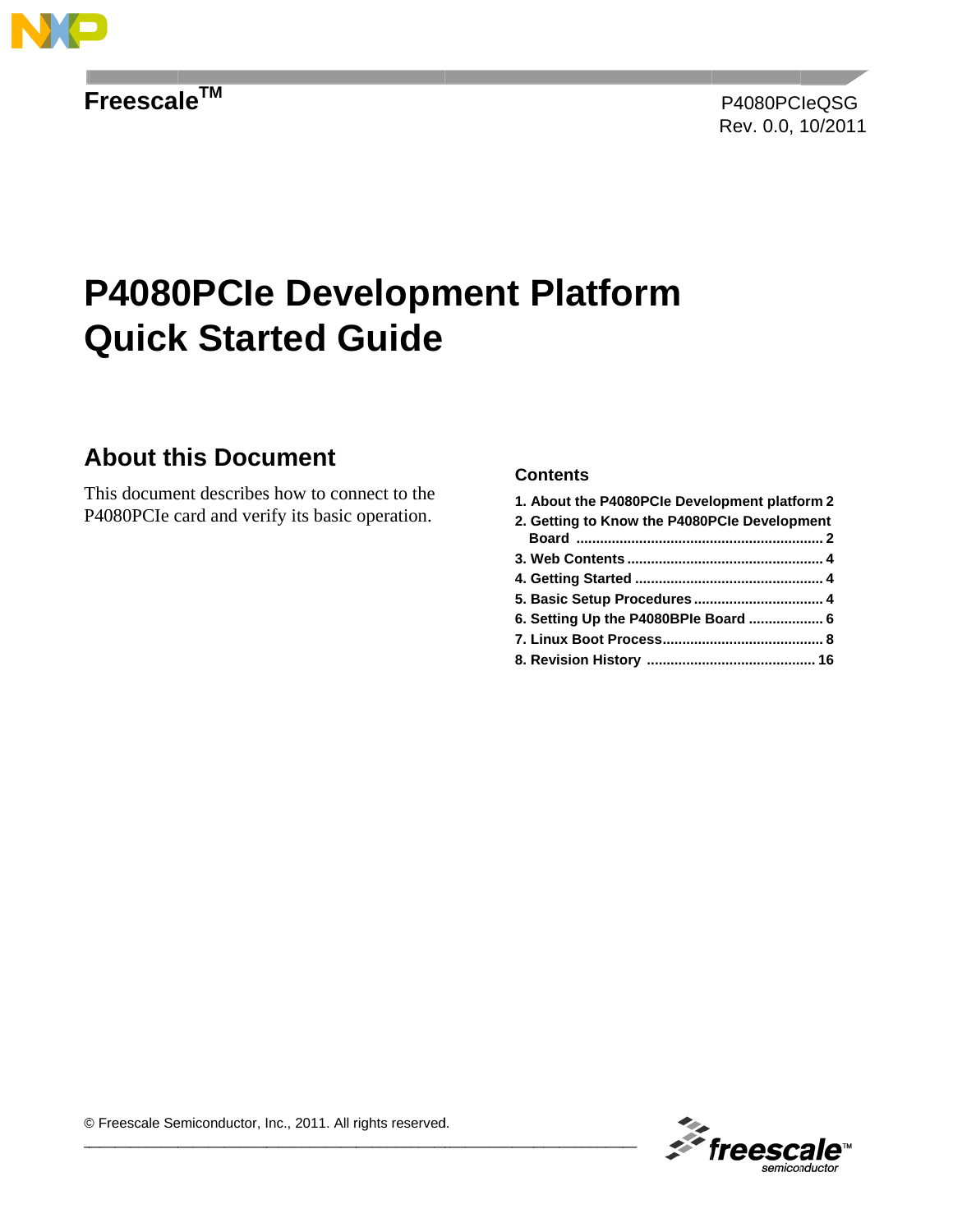Freescale™

P4080PCIeQSG
Rev. 0.0, 10/2011

# P4080PCIe Development Platform Quick Started Guide

## About this Document

This document describes how to connect to the P4080PCIe card and verify its basic operation.

### Contents

1. About the P4080PCIe Development platform 2
2. Getting to Know the P4080PCIe Development Board 2
3. Web Contents 4
4. Getting Started 4
5. Basic Setup Procedures 4
6. Setting Up the P4080BPIe Board 6
7. Linux Boot Process 8
8. Revision History 16

© Freescale Semiconductor, Inc., 2011. All rights reserved.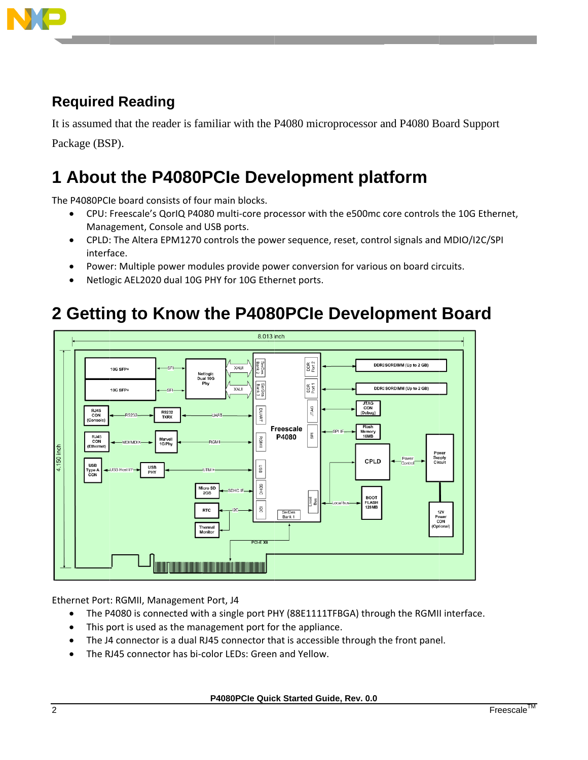## Required Reading

It is assumed that the reader is familiar with the P4080 microprocessor and P4080 Board Support Package (BSP).

# 1 About the P4080PCIe Development platform

The P4080PCIe board consists of four main blocks.

- CPU: Freescale's QorIQ P4080 multi-core processor with the e500mc core controls the 10G Ethernet, Management, Console and USB ports.
- CPLD: The Altera EPM1270 controls the power sequence, reset, control signals and MDIO/I2C/SPI interface.
- Power: Multiple power modules provide power conversion for various on board circuits.
- Netlogic AEL2020 dual 10G PHY for 10G Ethernet ports.

# 2 Getting to Know the P4080PCIe Development Board

Ethernet Port: RGMII, Management Port, J4

- The P4080 is connected with a single port PHY (88E1111TFBGA) through the RGMII interface.
- This port is used as the management port for the appliance.
- The J4 connector is a dual RJ45 connector that is accessible through the front panel.
- The RJ45 connector has bi-color LEDs: Green and Yellow.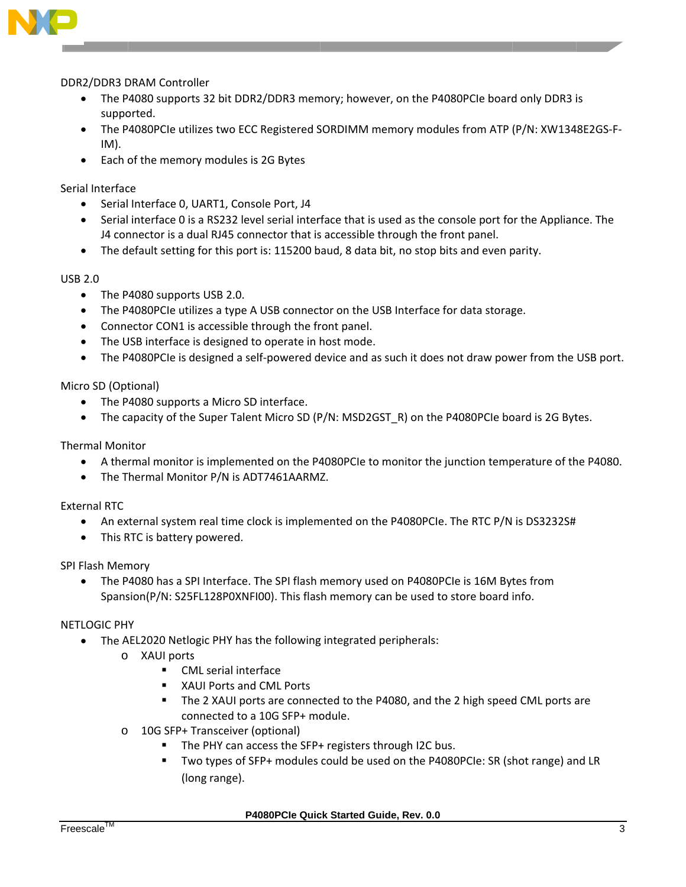DDR2/DDR3 DRAM Controller

- The P4080 supports 32 bit DDR2/DDR3 memory; however, on the P4080PCIe board only DDR3 is supported.
- The P4080PCIe utilizes two ECC Registered SORDIMM memory modules from ATP (P/N: XW1348E2GS-F-IM).
- Each of the memory modules is 2G Bytes

Serial Interface

- Serial Interface 0, UART1, Console Port, J4
- Serial interface 0 is a RS232 level serial interface that is used as the console port for the Appliance. The J4 connector is a dual RJ45 connector that is accessible through the front panel.
- The default setting for this port is: 115200 baud, 8 data bit, no stop bits and even parity.

USB 2.0

- The P4080 supports USB 2.0.
- The P4080PCIe utilizes a type A USB connector on the USB Interface for data storage.
- Connector CON1 is accessible through the front panel.
- The USB interface is designed to operate in host mode.
- The P4080PCIe is designed a self-powered device and as such it does not draw power from the USB port.

Micro SD (Optional)

- The P4080 supports a Micro SD interface.
- The capacity of the Super Talent Micro SD (P/N: MSD2GST_R) on the P4080PCIe board is 2G Bytes.

Thermal Monitor

- A thermal monitor is implemented on the P4080PCIe to monitor the junction temperature of the P4080.
- The Thermal Monitor P/N is ADT7461AARMZ.

External RTC

- An external system real time clock is implemented on the P4080PCIe. The RTC P/N is DS3232S#
- This RTC is battery powered.

SPI Flash Memory

- The P4080 has a SPI Interface. The SPI flash memory used on P4080PCIe is 16M Bytes from Spansion(P/N: S25FL128P0XNFI00). This flash memory can be used to store board info.

NETLOGIC PHY

- The AEL2020 Netlogic PHY has the following integrated peripherals:
  - XAUI ports
    - CML serial interface
    - XAUI Ports and CML Ports
    - The 2 XAUI ports are connected to the P4080, and the 2 high speed CML ports are connected to a 10G SFP+ module.
  - 10G SFP+ Transceiver (optional)
    - The PHY can access the SFP+ registers through I2C bus.
    - Two types of SFP+ modules could be used on the P4080PCIe: SR (shot range) and LR (long range).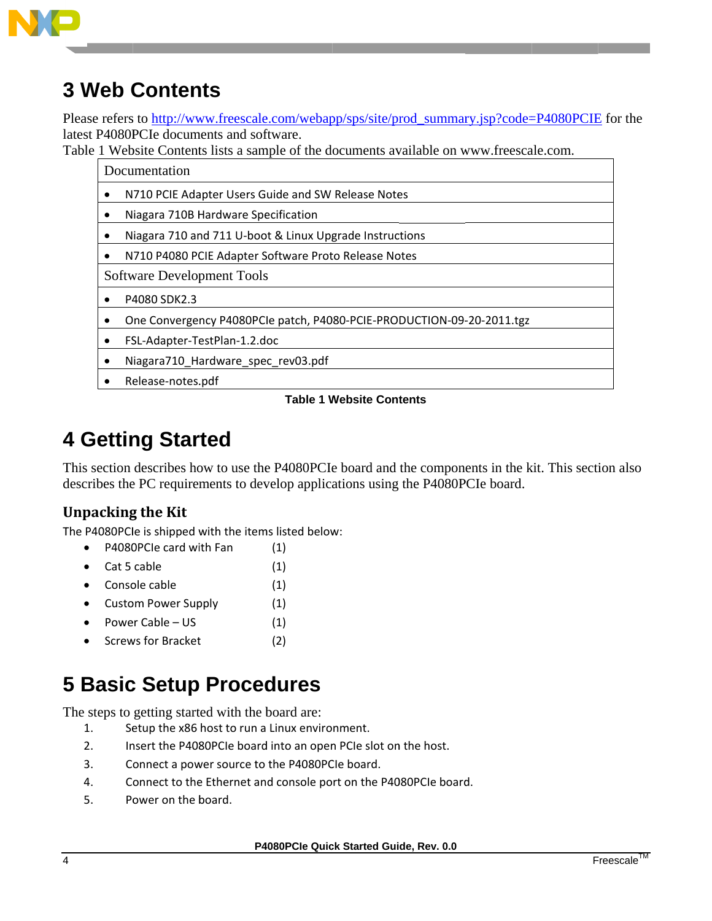# 3 Web Contents

Please refers to http://www.freescale.com/webapp/sps/site/prod_summary.jsp?code=P4080PCIE for the latest P4080PCIe documents and software.
Table 1 Website Contents lists a sample of the documents available on www.freescale.com.

| Documentation |
|---|
| • N710 PCIE Adapter Users Guide and SW Release Notes |
| • Niagara 710B Hardware Specification |
| • Niagara 710 and 711 U-boot & Linux Upgrade Instructions |
| • N710 P4080 PCIE Adapter Software Proto Release Notes |
| Software Development Tools |
| • P4080 SDK2.3 |
| • One Convergency P4080PCIe patch, P4080-PCIE-PRODUCTION-09-20-2011.tgz |
| • FSL-Adapter-TestPlan-1.2.doc |
| • Niagara710_Hardware_spec_rev03.pdf |
| • Release-notes.pdf |

**Table 1 Website Contents**

# 4 Getting Started

This section describes how to use the P4080PCIe board and the components in the kit. This section also describes the PC requirements to develop applications using the P4080PCIe board.

## Unpacking the Kit

The P4080PCIe is shipped with the items listed below:

- P4080PCIe card with Fan (1)
- Cat 5 cable (1)
- Console cable (1)
- Custom Power Supply (1)
- Power Cable – US (1)
- Screws for Bracket (2)

# 5 Basic Setup Procedures

The steps to getting started with the board are:

1. Setup the x86 host to run a Linux environment.
2. Insert the P4080PCIe board into an open PCIe slot on the host.
3. Connect a power source to the P4080PCIe board.
4. Connect to the Ethernet and console port on the P4080PCIe board.
5. Power on the board.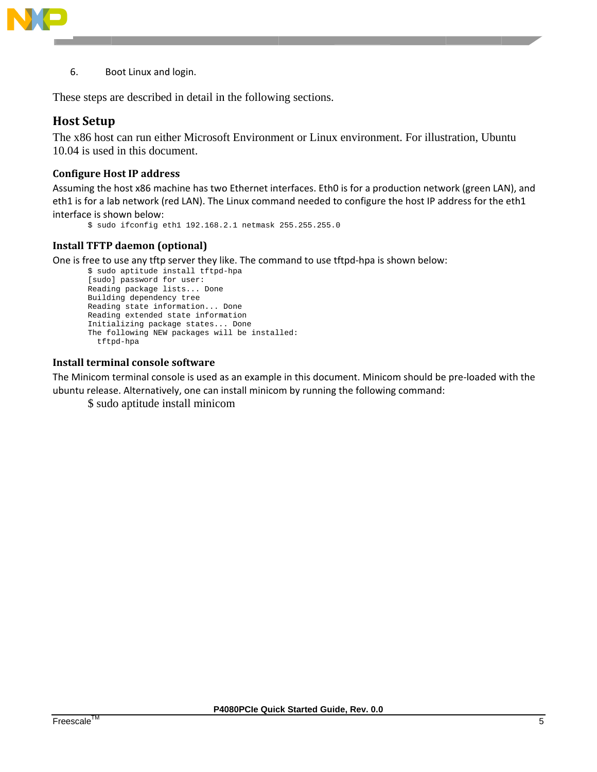6. Boot Linux and login.

These steps are described in detail in the following sections.

## Host Setup

The x86 host can run either Microsoft Environment or Linux environment. For illustration, Ubuntu 10.04 is used in this document.

### Configure Host IP address

Assuming the host x86 machine has two Ethernet interfaces. Eth0 is for a production network (green LAN), and eth1 is for a lab network (red LAN). The Linux command needed to configure the host IP address for the eth1 interface is shown below:

```
$ sudo ifconfig eth1 192.168.2.1 netmask 255.255.255.0
```

### Install TFTP daemon (optional)

One is free to use any tftp server they like. The command to use tftpd-hpa is shown below:

```
$ sudo aptitude install tftpd-hpa
[sudo] password for user:
Reading package lists... Done
Building dependency tree
Reading state information... Done
Reading extended state information
Initializing package states... Done
The following NEW packages will be installed:
  tftpd-hpa
```

### Install terminal console software

The Minicom terminal console is used as an example in this document. Minicom should be pre-loaded with the ubuntu release. Alternatively, one can install minicom by running the following command:

```
$ sudo aptitude install minicom
```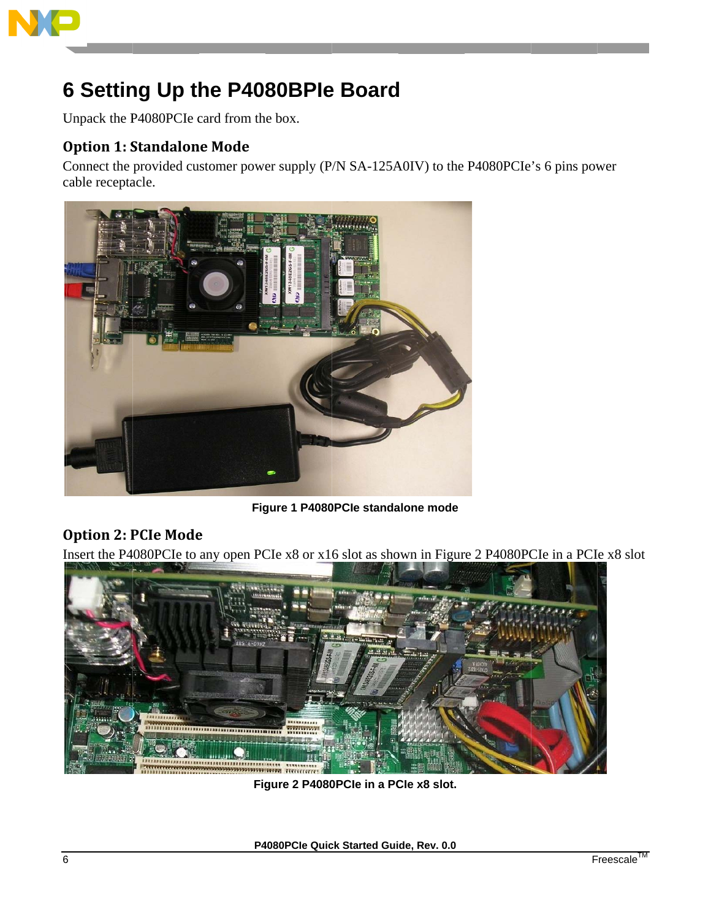# 6 Setting Up the P4080BPIe Board

Unpack the P4080PCIe card from the box.

## Option 1: Standalone Mode

Connect the provided customer power supply (P/N SA-125A0IV) to the P4080PCIe's 6 pins power cable receptacle.

**Figure 1 P4080PCIe standalone mode**

## Option 2: PCIe Mode

Insert the P4080PCIe to any open PCIe x8 or x16 slot as shown in Figure 2 P4080PCIe in a PCIe x8 slot

**Figure 2 P4080PCIe in a PCIe x8 slot.**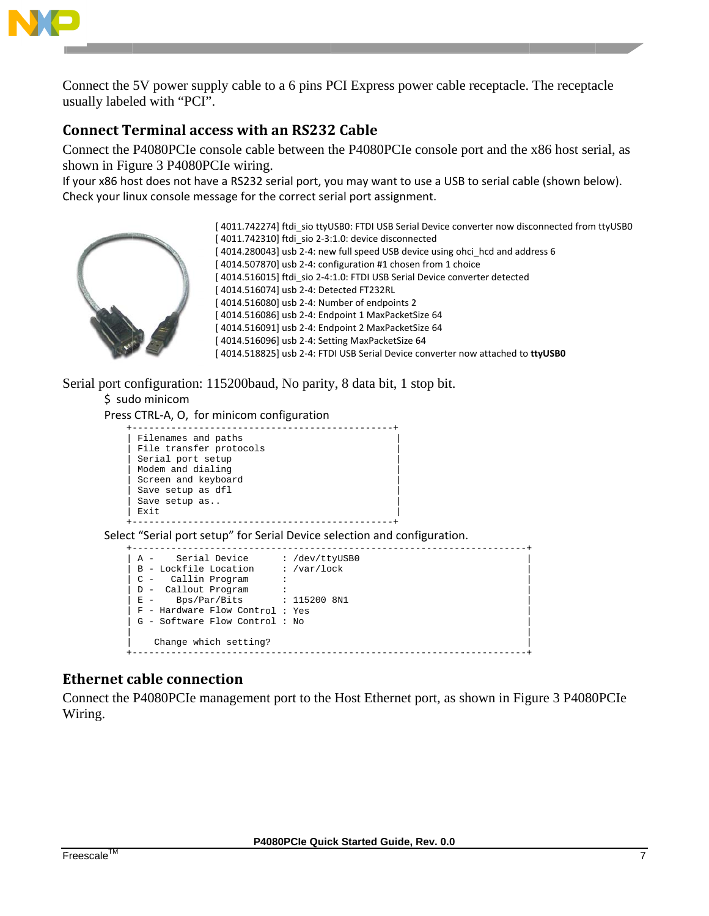Connect the 5V power supply cable to a 6 pins PCI Express power cable receptacle. The receptacle usually labeled with “PCI”.

## Connect Terminal access with an RS232 Cable

Connect the P4080PCIe console cable between the P4080PCIe console port and the x86 host serial, as shown in Figure 3 P4080PCIe wiring.

If your x86 host does not have a RS232 serial port, you may want to use a USB to serial cable (shown below). Check your linux console message for the correct serial port assignment.

```
[ 4011.742274] ftdi_sio ttyUSB0: FTDI USB Serial Device converter now disconnected from ttyUSB0
[ 4011.742310] ftdi_sio 2-3:1.0: device disconnected
[ 4014.280043] usb 2-4: new full speed USB device using ohci_hcd and address 6
[ 4014.507870] usb 2-4: configuration #1 chosen from 1 choice
[ 4014.516015] ftdi_sio 2-4:1.0: FTDI USB Serial Device converter detected
[ 4014.516074] usb 2-4: Detected FT232RL
[ 4014.516080] usb 2-4: Number of endpoints 2
[ 4014.516086] usb 2-4: Endpoint 1 MaxPacketSize 64
[ 4014.516091] usb 2-4: Endpoint 2 MaxPacketSize 64
[ 4014.516096] usb 2-4: Setting MaxPacketSize 64
[ 4014.518825] usb 2-4: FTDI USB Serial Device converter now attached to ttyUSB0
```

Serial port configuration: 115200baud, No parity, 8 data bit, 1 stop bit.

$ sudo minicom

Press CTRL-A, O, for minicom configuration

```
+-----------------------------------------------+
| Filenames and paths                           |
| File transfer protocols                       |
| Serial port setup                             |
| Modem and dialing                             |
| Screen and keyboard                           |
| Save setup as dfl                             |
| Save setup as..                               |
| Exit                                          |
+-----------------------------------------------+
```

Select “Serial port setup” for Serial Device selection and configuration.

```
+-----------------------------------------------------------------------+
| A -    Serial Device      : /dev/ttyUSB0                              |
| B - Lockfile Location     : /var/lock                                 |
| C -   Callin Program      :                                           |
| D -  Callout Program      :                                           |
| E -    Bps/Par/Bits       : 115200 8N1                                |
| F - Hardware Flow Control : Yes                                       |
| G - Software Flow Control : No                                        |
|                                                                       |
|    Change which setting?                                              |
+-----------------------------------------------------------------------+
```

## Ethernet cable connection

Connect the P4080PCIe management port to the Host Ethernet port, as shown in Figure 3 P4080PCIe Wiring.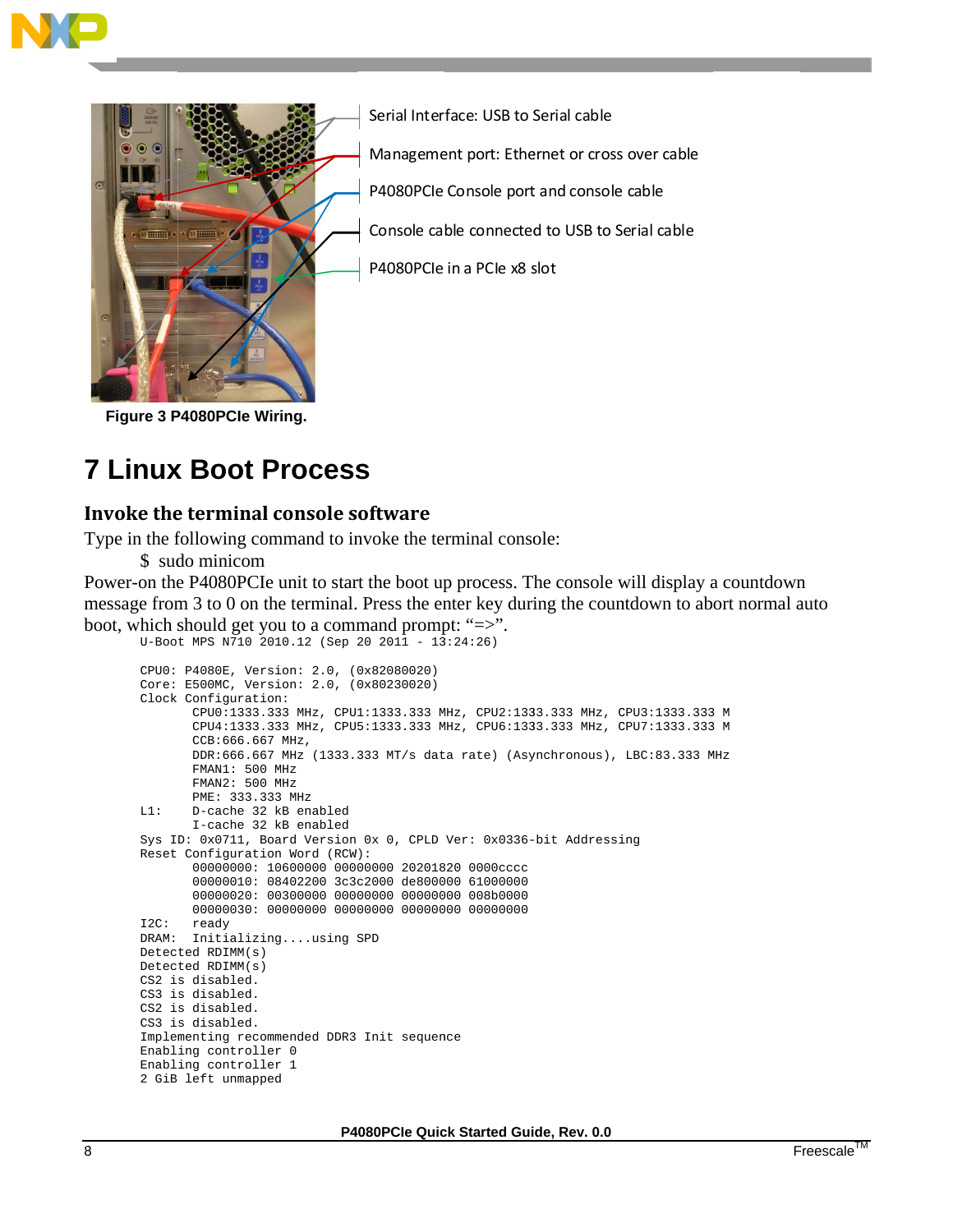Serial Interface: USB to Serial cable

Management port: Ethernet or cross over cable

P4080PCIe Console port and console cable

Console cable connected to USB to Serial cable

P4080PCIe in a PCIe x8 slot

**Figure 3 P4080PCIe Wiring.**

# 7 Linux Boot Process

### Invoke the terminal console software

Type in the following command to invoke the terminal console:

$ sudo minicom

Power-on the P4080PCIe unit to start the boot up process. The console will display a countdown message from 3 to 0 on the terminal. Press the enter key during the countdown to abort normal auto boot, which should get you to a command prompt: "=>".

```
U-Boot MPS N710 2010.12 (Sep 20 2011 - 13:24:26)

CPU0: P4080E, Version: 2.0, (0x82080020)
Core: E500MC, Version: 2.0, (0x80230020)
Clock Configuration:
       CPU0:1333.333 MHz, CPU1:1333.333 MHz, CPU2:1333.333 MHz, CPU3:1333.333 M
       CPU4:1333.333 MHz, CPU5:1333.333 MHz, CPU6:1333.333 MHz, CPU7:1333.333 M
       CCB:666.667 MHz,
       DDR:666.667 MHz (1333.333 MT/s data rate) (Asynchronous), LBC:83.333 MHz
       FMAN1: 500 MHz
       FMAN2: 500 MHz
       PME: 333.333 MHz
L1:    D-cache 32 kB enabled
       I-cache 32 kB enabled
Sys ID: 0x0711, Board Version 0x 0, CPLD Ver: 0x0336-bit Addressing
Reset Configuration Word (RCW):
       00000000: 10600000 00000000 20201820 0000cccc
       00000010: 08402200 3c3c2000 de800000 61000000
       00000020: 00300000 00000000 00000000 008b0000
       00000030: 00000000 00000000 00000000 00000000
I2C:   ready
DRAM:  Initializing....using SPD
Detected RDIMM(s)
Detected RDIMM(s)
CS2 is disabled.
CS3 is disabled.
CS2 is disabled.
CS3 is disabled.
Implementing recommended DDR3 Init sequence
Enabling controller 0
Enabling controller 1
2 GiB left unmapped
```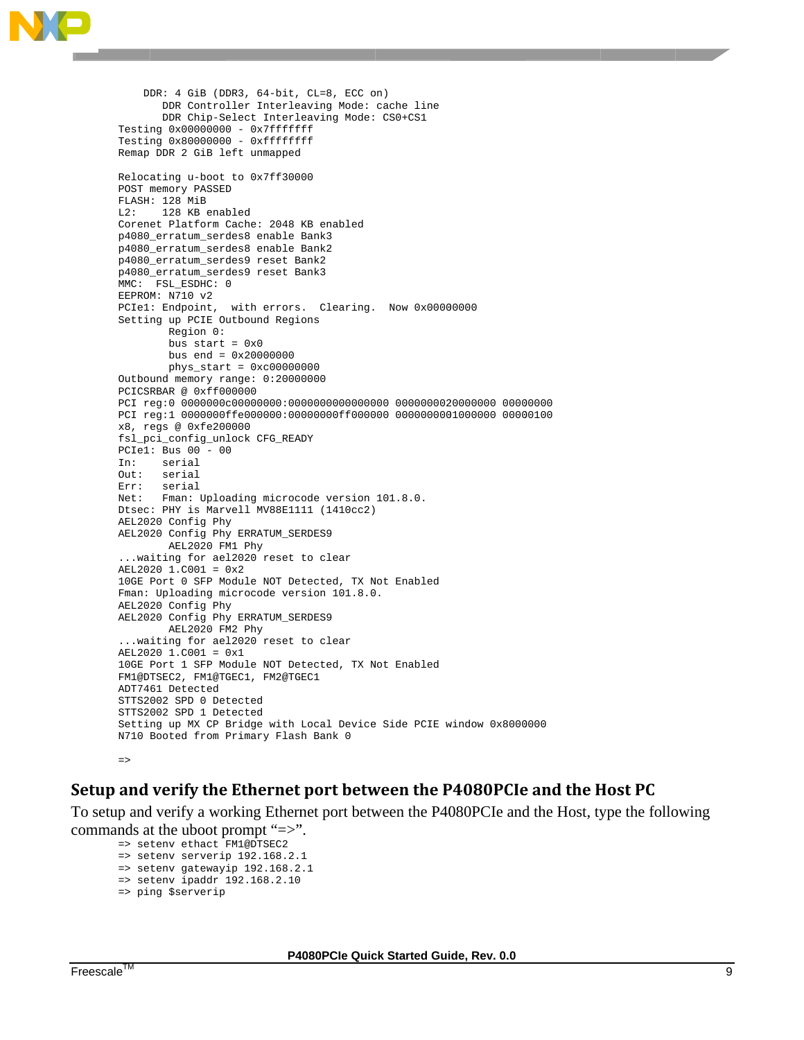```
    DDR: 4 GiB (DDR3, 64-bit, CL=8, ECC on)
       DDR Controller Interleaving Mode: cache line
       DDR Chip-Select Interleaving Mode: CS0+CS1
Testing 0x00000000 - 0x7fffffff
Testing 0x80000000 - 0xffffffff
Remap DDR 2 GiB left unmapped

Relocating u-boot to 0x7ff30000
POST memory PASSED
FLASH: 128 MiB
L2:    128 KB enabled
Corenet Platform Cache: 2048 KB enabled
p4080_erratum_serdes8 enable Bank3
p4080_erratum_serdes8 enable Bank2
p4080_erratum_serdes9 reset Bank2
p4080_erratum_serdes9 reset Bank3
MMC:  FSL_ESDHC: 0
EEPROM: N710 v2
PCIe1: Endpoint,  with errors.  Clearing.  Now 0x00000000
Setting up PCIE Outbound Regions
        Region 0:
        bus start = 0x0
        bus end = 0x20000000
        phys_start = 0xc00000000
Outbound memory range: 0:20000000
PCICSRBAR @ 0xff000000
PCI reg:0 0000000c00000000:0000000000000000 0000000020000000 00000000
PCI reg:1 0000000ffe000000:00000000ff000000 0000000001000000 00000100
x8, regs @ 0xfe200000
fsl_pci_config_unlock CFG_READY
PCIe1: Bus 00 - 00
In:    serial
Out:   serial
Err:   serial
Net:   Fman: Uploading microcode version 101.8.0.
Dtsec: PHY is Marvell MV88E1111 (1410cc2)
AEL2020 Config Phy
AEL2020 Config Phy ERRATUM_SERDES9
        AEL2020 FM1 Phy
...waiting for ael2020 reset to clear
AEL2020 1.C001 = 0x2
10GE Port 0 SFP Module NOT Detected, TX Not Enabled
Fman: Uploading microcode version 101.8.0.
AEL2020 Config Phy
AEL2020 Config Phy ERRATUM_SERDES9
        AEL2020 FM2 Phy
...waiting for ael2020 reset to clear
AEL2020 1.C001 = 0x1
10GE Port 1 SFP Module NOT Detected, TX Not Enabled
FM1@DTSEC2, FM1@TGEC1, FM2@TGEC1
ADT7461 Detected
STTS2002 SPD 0 Detected
STTS2002 SPD 1 Detected
Setting up MX CP Bridge with Local Device Side PCIE window 0x8000000
N710 Booted from Primary Flash Bank 0

=>
```

## Setup and verify the Ethernet port between the P4080PCIe and the Host PC

To setup and verify a working Ethernet port between the P4080PCIe and the Host, type the following commands at the uboot prompt "=>".

```
=> setenv ethact FM1@DTSEC2
=> setenv serverip 192.168.2.1
=> setenv gatewayip 192.168.2.1
=> setenv ipaddr 192.168.2.10
=> ping $serverip
```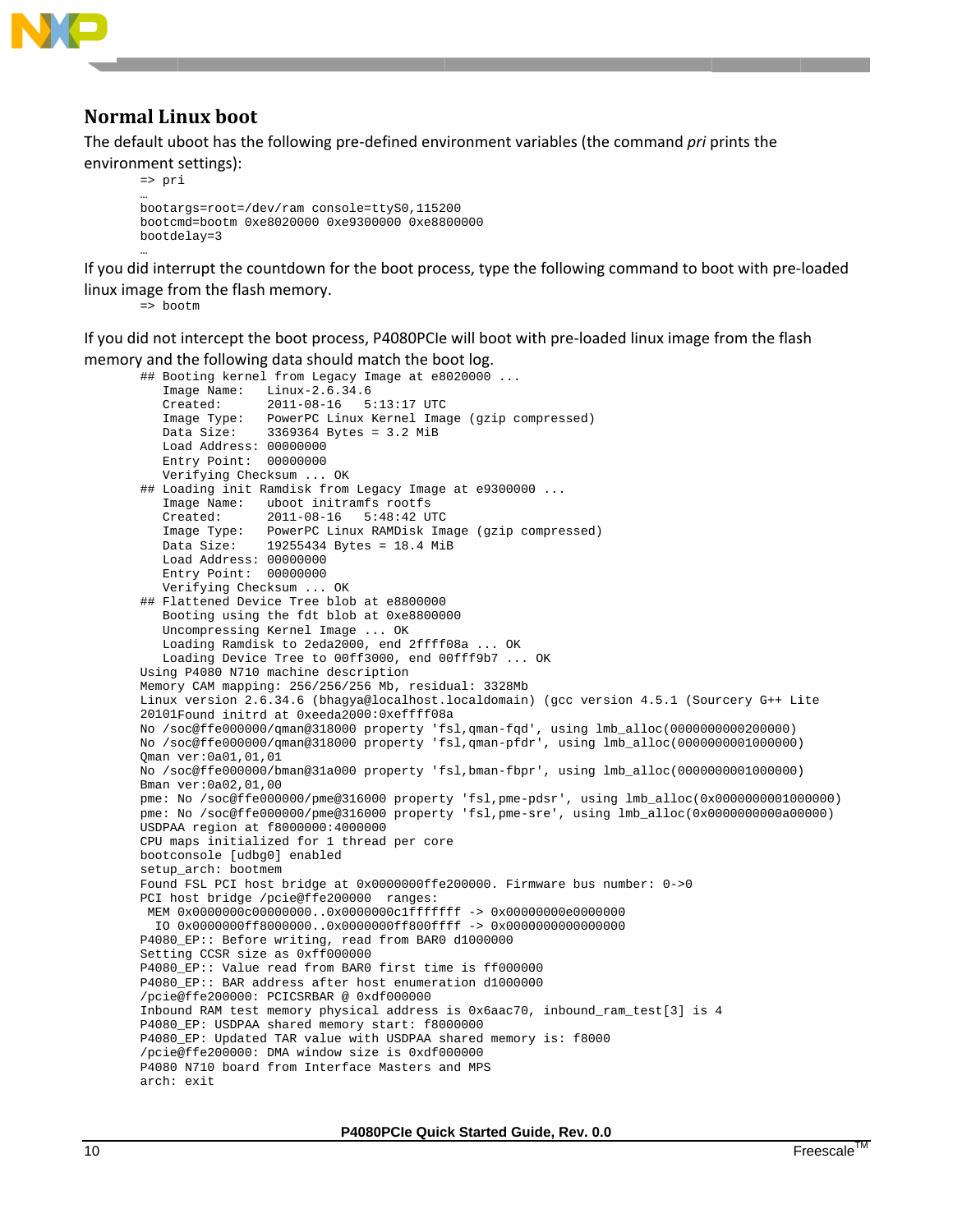## Normal Linux boot

The default uboot has the following pre-defined environment variables (the command *pri* prints the environment settings):

```
=> pri
…
bootargs=root=/dev/ram console=ttyS0,115200
bootcmd=bootm 0xe8020000 0xe9300000 0xe8800000
bootdelay=3
…
```

If you did interrupt the countdown for the boot process, type the following command to boot with pre-loaded linux image from the flash memory.

```
=> bootm
```

If you did not intercept the boot process, P4080PCIe will boot with pre-loaded linux image from the flash memory and the following data should match the boot log.

```
## Booting kernel from Legacy Image at e8020000 ...
   Image Name:   Linux-2.6.34.6
   Created:      2011-08-16   5:13:17 UTC
   Image Type:   PowerPC Linux Kernel Image (gzip compressed)
   Data Size:    3369364 Bytes = 3.2 MiB
   Load Address: 00000000
   Entry Point:  00000000
   Verifying Checksum ... OK
## Loading init Ramdisk from Legacy Image at e9300000 ...
   Image Name:   uboot initramfs rootfs
   Created:      2011-08-16   5:48:42 UTC
   Image Type:   PowerPC Linux RAMDisk Image (gzip compressed)
   Data Size:    19255434 Bytes = 18.4 MiB
   Load Address: 00000000
   Entry Point:  00000000
   Verifying Checksum ... OK
## Flattened Device Tree blob at e8800000
   Booting using the fdt blob at 0xe8800000
   Uncompressing Kernel Image ... OK
   Loading Ramdisk to 2eda2000, end 2ffff08a ... OK
   Loading Device Tree to 00ff3000, end 00fff9b7 ... OK
Using P4080 N710 machine description
Memory CAM mapping: 256/256/256 Mb, residual: 3328Mb
Linux version 2.6.34.6 (bhagya@localhost.localdomain) (gcc version 4.5.1 (Sourcery G++ Lite
20101Found initrd at 0xeeda2000:0xeffff08a
No /soc@ffe000000/qman@318000 property 'fsl,qman-fqd', using lmb_alloc(0000000000200000)
No /soc@ffe000000/qman@318000 property 'fsl,qman-pfdr', using lmb_alloc(0000000001000000)
Qman ver:0a01,01,01
No /soc@ffe000000/bman@31a000 property 'fsl,bman-fbpr', using lmb_alloc(0000000001000000)
Bman ver:0a02,01,00
pme: No /soc@ffe000000/pme@316000 property 'fsl,pme-pdsr', using lmb_alloc(0x0000000001000000)
pme: No /soc@ffe000000/pme@316000 property 'fsl,pme-sre', using lmb_alloc(0x0000000000a00000)
USDPAA region at f8000000:4000000
CPU maps initialized for 1 thread per core
bootconsole [udbg0] enabled
setup_arch: bootmem
Found FSL PCI host bridge at 0x0000000ffe200000. Firmware bus number: 0->0
PCI host bridge /pcie@ffe200000  ranges:
 MEM 0x0000000c00000000..0x0000000c1fffffff -> 0x00000000e0000000
  IO 0x0000000ff8000000..0x0000000ff800ffff -> 0x0000000000000000
P4080_EP:: Before writing, read from BAR0 d1000000
Setting CCSR size as 0xff000000
P4080_EP:: Value read from BAR0 first time is ff000000
P4080_EP:: BAR address after host enumeration d1000000
/pcie@ffe200000: PCICSRBAR @ 0xdf000000
Inbound RAM test memory physical address is 0x6aac70, inbound_ram_test[3] is 4
P4080_EP: USDPAA shared memory start: f8000000
P4080_EP: Updated TAR value with USDPAA shared memory is: f8000
/pcie@ffe200000: DMA window size is 0xdf000000
P4080 N710 board from Interface Masters and MPS
arch: exit
```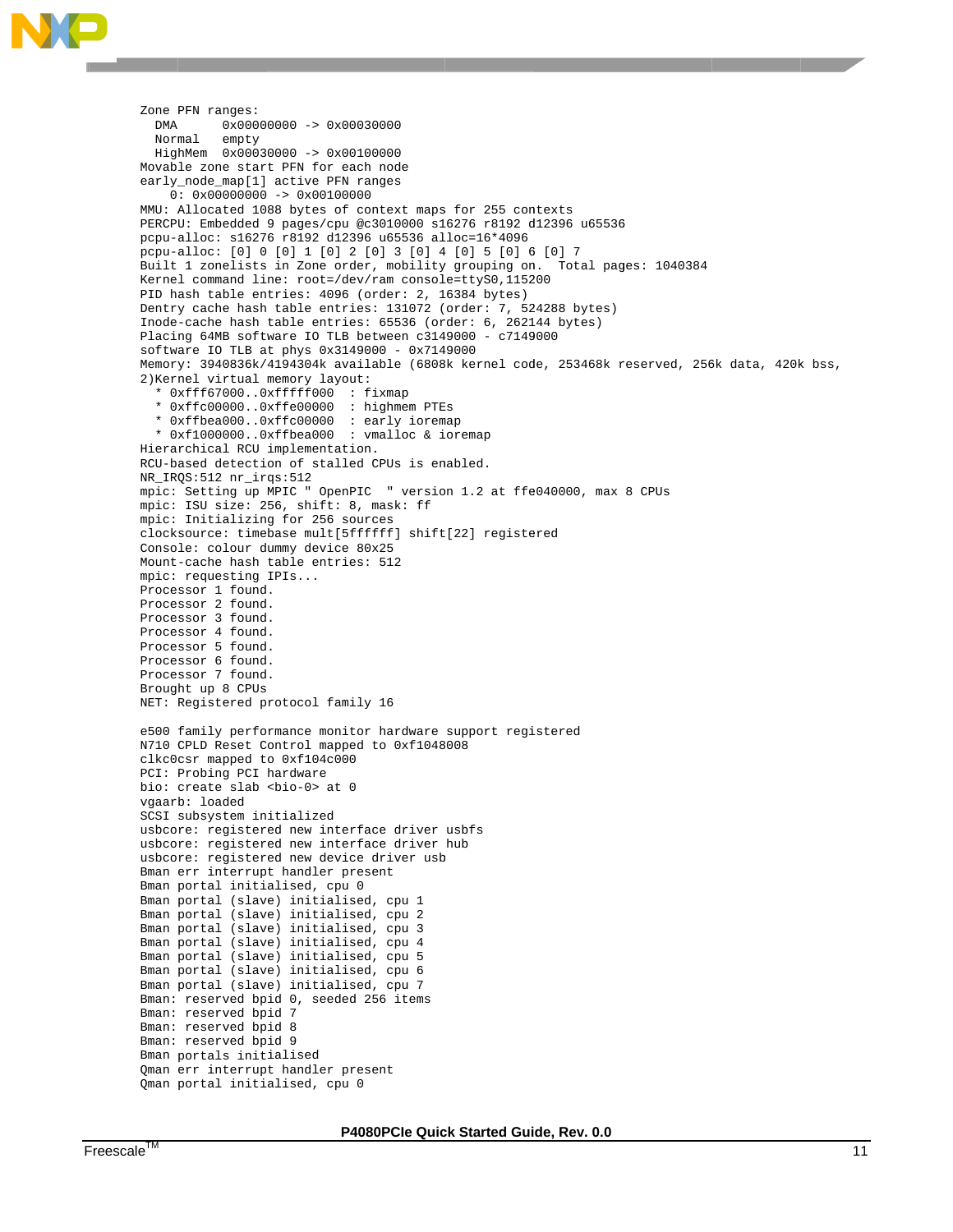```
Zone PFN ranges:
  DMA      0x00000000 -> 0x00030000
  Normal   empty
  HighMem  0x00030000 -> 0x00100000
Movable zone start PFN for each node
early_node_map[1] active PFN ranges
    0: 0x00000000 -> 0x00100000
MMU: Allocated 1088 bytes of context maps for 255 contexts
PERCPU: Embedded 9 pages/cpu @c3010000 s16276 r8192 d12396 u65536
pcpu-alloc: s16276 r8192 d12396 u65536 alloc=16*4096
pcpu-alloc: [0] 0 [0] 1 [0] 2 [0] 3 [0] 4 [0] 5 [0] 6 [0] 7
Built 1 zonelists in Zone order, mobility grouping on.  Total pages: 1040384
Kernel command line: root=/dev/ram console=ttyS0,115200
PID hash table entries: 4096 (order: 2, 16384 bytes)
Dentry cache hash table entries: 131072 (order: 7, 524288 bytes)
Inode-cache hash table entries: 65536 (order: 6, 262144 bytes)
Placing 64MB software IO TLB between c3149000 - c7149000
software IO TLB at phys 0x3149000 - 0x7149000
Memory: 3940836k/4194304k available (6808k kernel code, 253468k reserved, 256k data, 420k bss,
2)Kernel virtual memory layout:
  * 0xfff67000..0xfffff000  : fixmap
  * 0xffc00000..0xffe00000  : highmem PTEs
  * 0xffbea000..0xffc00000  : early ioremap
  * 0xf1000000..0xffbea000  : vmalloc & ioremap
Hierarchical RCU implementation.
RCU-based detection of stalled CPUs is enabled.
NR_IRQS:512 nr_irqs:512
mpic: Setting up MPIC " OpenPIC  " version 1.2 at ffe040000, max 8 CPUs
mpic: ISU size: 256, shift: 8, mask: ff
mpic: Initializing for 256 sources
clocksource: timebase mult[5ffffff] shift[22] registered
Console: colour dummy device 80x25
Mount-cache hash table entries: 512
mpic: requesting IPIs...
Processor 1 found.
Processor 2 found.
Processor 3 found.
Processor 4 found.
Processor 5 found.
Processor 6 found.
Processor 7 found.
Brought up 8 CPUs
NET: Registered protocol family 16

e500 family performance monitor hardware support registered
N710 CPLD Reset Control mapped to 0xf1048008
clkc0csr mapped to 0xf104c000
PCI: Probing PCI hardware
bio: create slab <bio-0> at 0
vgaarb: loaded
SCSI subsystem initialized
usbcore: registered new interface driver usbfs
usbcore: registered new interface driver hub
usbcore: registered new device driver usb
Bman err interrupt handler present
Bman portal initialised, cpu 0
Bman portal (slave) initialised, cpu 1
Bman portal (slave) initialised, cpu 2
Bman portal (slave) initialised, cpu 3
Bman portal (slave) initialised, cpu 4
Bman portal (slave) initialised, cpu 5
Bman portal (slave) initialised, cpu 6
Bman portal (slave) initialised, cpu 7
Bman: reserved bpid 0, seeded 256 items
Bman: reserved bpid 7
Bman: reserved bpid 8
Bman: reserved bpid 9
Bman portals initialised
Qman err interrupt handler present
Qman portal initialised, cpu 0
```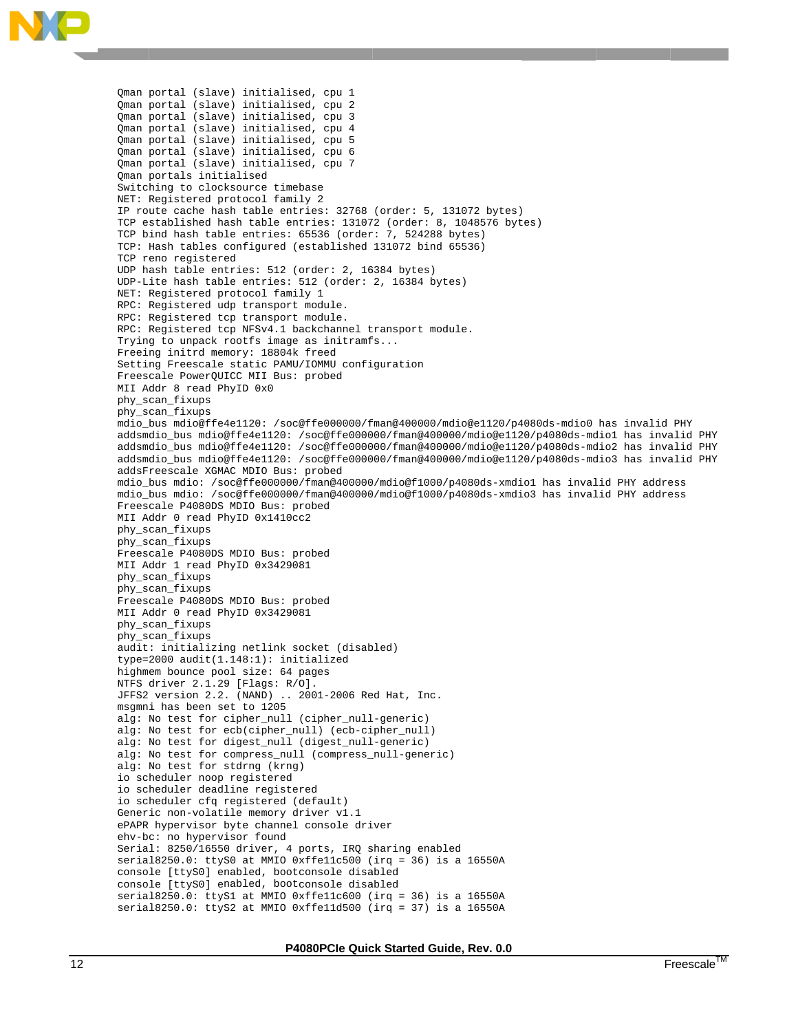```
Qman portal (slave) initialised, cpu 1
Qman portal (slave) initialised, cpu 2
Qman portal (slave) initialised, cpu 3
Qman portal (slave) initialised, cpu 4
Qman portal (slave) initialised, cpu 5
Qman portal (slave) initialised, cpu 6
Qman portal (slave) initialised, cpu 7
Qman portals initialised
Switching to clocksource timebase
NET: Registered protocol family 2
IP route cache hash table entries: 32768 (order: 5, 131072 bytes)
TCP established hash table entries: 131072 (order: 8, 1048576 bytes)
TCP bind hash table entries: 65536 (order: 7, 524288 bytes)
TCP: Hash tables configured (established 131072 bind 65536)
TCP reno registered
UDP hash table entries: 512 (order: 2, 16384 bytes)
UDP-Lite hash table entries: 512 (order: 2, 16384 bytes)
NET: Registered protocol family 1
RPC: Registered udp transport module.
RPC: Registered tcp transport module.
RPC: Registered tcp NFSv4.1 backchannel transport module.
Trying to unpack rootfs image as initramfs...
Freeing initrd memory: 18804k freed
Setting Freescale static PAMU/IOMMU configuration
Freescale PowerQUICC MII Bus: probed
MII Addr 8 read PhyID 0x0
phy_scan_fixups
phy_scan_fixups
mdio_bus mdio@ffe4e1120: /soc@ffe000000/fman@400000/mdio@e1120/p4080ds-mdio0 has invalid PHY
addsmdio_bus mdio@ffe4e1120: /soc@ffe000000/fman@400000/mdio@e1120/p4080ds-mdio1 has invalid PHY
addsmdio_bus mdio@ffe4e1120: /soc@ffe000000/fman@400000/mdio@e1120/p4080ds-mdio2 has invalid PHY
addsmdio_bus mdio@ffe4e1120: /soc@ffe000000/fman@400000/mdio@e1120/p4080ds-mdio3 has invalid PHY
addsFreescale XGMAC MDIO Bus: probed
mdio_bus mdio: /soc@ffe000000/fman@400000/mdio@f1000/p4080ds-xmdio1 has invalid PHY address
mdio_bus mdio: /soc@ffe000000/fman@400000/mdio@f1000/p4080ds-xmdio3 has invalid PHY address
Freescale P4080DS MDIO Bus: probed
MII Addr 0 read PhyID 0x1410cc2
phy_scan_fixups
phy_scan_fixups
Freescale P4080DS MDIO Bus: probed
MII Addr 1 read PhyID 0x3429081
phy_scan_fixups
phy_scan_fixups
Freescale P4080DS MDIO Bus: probed
MII Addr 0 read PhyID 0x3429081
phy_scan_fixups
phy_scan_fixups
audit: initializing netlink socket (disabled)
type=2000 audit(1.148:1): initialized
highmem bounce pool size: 64 pages
NTFS driver 2.1.29 [Flags: R/O].
JFFS2 version 2.2. (NAND) .. 2001-2006 Red Hat, Inc.
msgmni has been set to 1205
alg: No test for cipher_null (cipher_null-generic)
alg: No test for ecb(cipher_null) (ecb-cipher_null)
alg: No test for digest_null (digest_null-generic)
alg: No test for compress_null (compress_null-generic)
alg: No test for stdrng (krng)
io scheduler noop registered
io scheduler deadline registered
io scheduler cfq registered (default)
Generic non-volatile memory driver v1.1
ePAPR hypervisor byte channel console driver
ehv-bc: no hypervisor found
Serial: 8250/16550 driver, 4 ports, IRQ sharing enabled
serial8250.0: ttyS0 at MMIO 0xffe11c500 (irq = 36) is a 16550A
console [ttyS0] enabled, bootconsole disabled
console [ttyS0] enabled, bootconsole disabled
serial8250.0: ttyS1 at MMIO 0xffe11c600 (irq = 36) is a 16550A
serial8250.0: ttyS2 at MMIO 0xffe11d500 (irq = 37) is a 16550A
```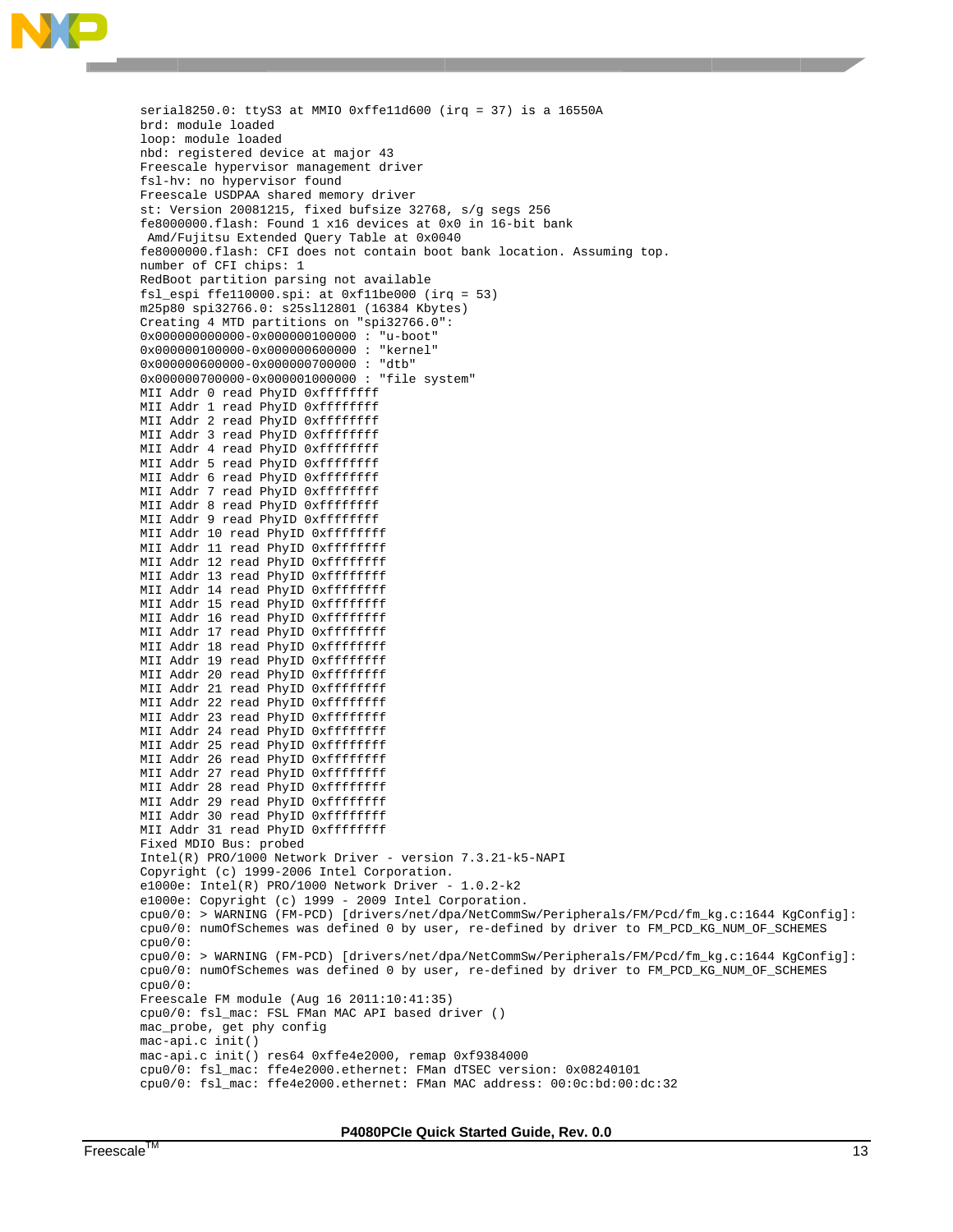```
serial8250.0: ttyS3 at MMIO 0xffe11d600 (irq = 37) is a 16550A
brd: module loaded
loop: module loaded
nbd: registered device at major 43
Freescale hypervisor management driver
fsl-hv: no hypervisor found
Freescale USDPAA shared memory driver
st: Version 20081215, fixed bufsize 32768, s/g segs 256
fe8000000.flash: Found 1 x16 devices at 0x0 in 16-bit bank
 Amd/Fujitsu Extended Query Table at 0x0040
fe8000000.flash: CFI does not contain boot bank location. Assuming top.
number of CFI chips: 1
RedBoot partition parsing not available
fsl_espi ffe110000.spi: at 0xf11be000 (irq = 53)
m25p80 spi32766.0: s25sl12801 (16384 Kbytes)
Creating 4 MTD partitions on "spi32766.0":
0x000000000000-0x000000100000 : "u-boot"
0x000000100000-0x000000600000 : "kernel"
0x000000600000-0x000000700000 : "dtb"
0x000000700000-0x000001000000 : "file system"
MII Addr 0 read PhyID 0xffffffff
MII Addr 1 read PhyID 0xffffffff
MII Addr 2 read PhyID 0xffffffff
MII Addr 3 read PhyID 0xffffffff
MII Addr 4 read PhyID 0xffffffff
MII Addr 5 read PhyID 0xffffffff
MII Addr 6 read PhyID 0xffffffff
MII Addr 7 read PhyID 0xffffffff
MII Addr 8 read PhyID 0xffffffff
MII Addr 9 read PhyID 0xffffffff
MII Addr 10 read PhyID 0xffffffff
MII Addr 11 read PhyID 0xffffffff
MII Addr 12 read PhyID 0xffffffff
MII Addr 13 read PhyID 0xffffffff
MII Addr 14 read PhyID 0xffffffff
MII Addr 15 read PhyID 0xffffffff
MII Addr 16 read PhyID 0xffffffff
MII Addr 17 read PhyID 0xffffffff
MII Addr 18 read PhyID 0xffffffff
MII Addr 19 read PhyID 0xffffffff
MII Addr 20 read PhyID 0xffffffff
MII Addr 21 read PhyID 0xffffffff
MII Addr 22 read PhyID 0xffffffff
MII Addr 23 read PhyID 0xffffffff
MII Addr 24 read PhyID 0xffffffff
MII Addr 25 read PhyID 0xffffffff
MII Addr 26 read PhyID 0xffffffff
MII Addr 27 read PhyID 0xffffffff
MII Addr 28 read PhyID 0xffffffff
MII Addr 29 read PhyID 0xffffffff
MII Addr 30 read PhyID 0xffffffff
MII Addr 31 read PhyID 0xffffffff
Fixed MDIO Bus: probed
Intel(R) PRO/1000 Network Driver - version 7.3.21-k5-NAPI
Copyright (c) 1999-2006 Intel Corporation.
e1000e: Intel(R) PRO/1000 Network Driver - 1.0.2-k2
e1000e: Copyright (c) 1999 - 2009 Intel Corporation.
cpu0/0: > WARNING (FM-PCD) [drivers/net/dpa/NetCommSw/Peripherals/FM/Pcd/fm_kg.c:1644 KgConfig]:
cpu0/0: numOfSchemes was defined 0 by user, re-defined by driver to FM_PCD_KG_NUM_OF_SCHEMES
cpu0/0:
cpu0/0: > WARNING (FM-PCD) [drivers/net/dpa/NetCommSw/Peripherals/FM/Pcd/fm_kg.c:1644 KgConfig]:
cpu0/0: numOfSchemes was defined 0 by user, re-defined by driver to FM_PCD_KG_NUM_OF_SCHEMES
cpu0/0:
Freescale FM module (Aug 16 2011:10:41:35)
cpu0/0: fsl_mac: FSL FMan MAC API based driver ()
mac_probe, get phy config
mac-api.c init()
mac-api.c init() res64 0xffe4e2000, remap 0xf9384000
cpu0/0: fsl_mac: ffe4e2000.ethernet: FMan dTSEC version: 0x08240101
cpu0/0: fsl_mac: ffe4e2000.ethernet: FMan MAC address: 00:0c:bd:00:dc:32
```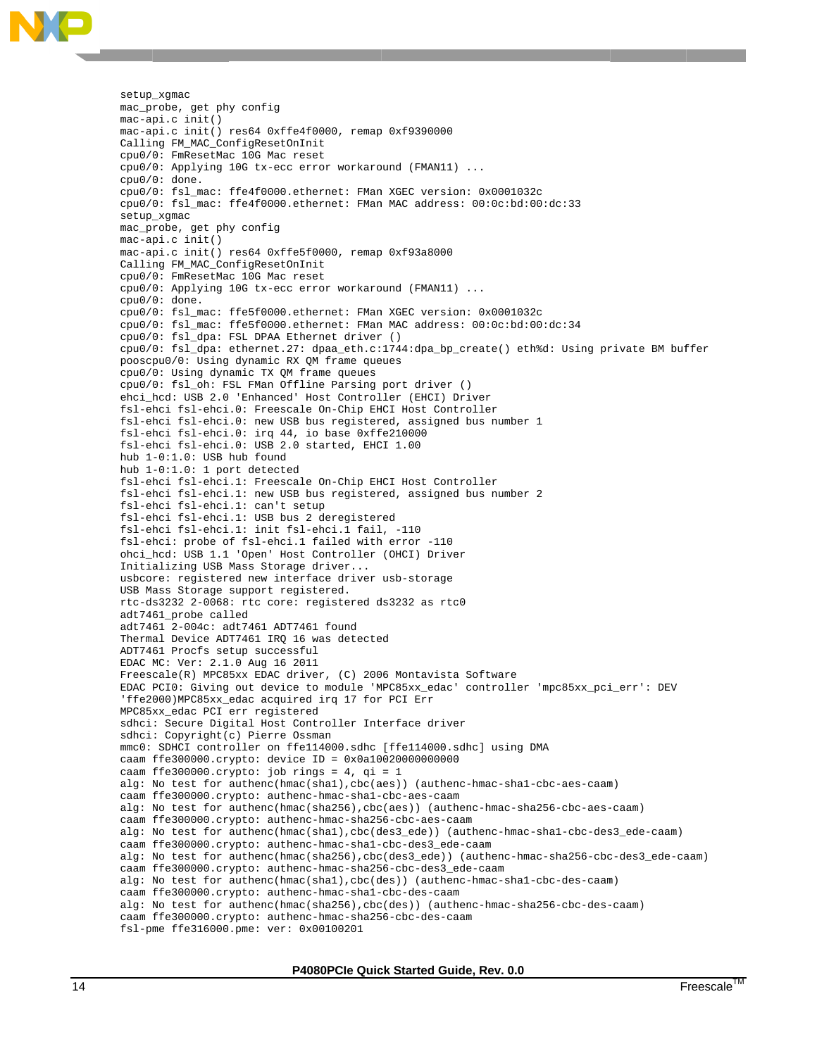```
setup_xgmac
mac_probe, get phy config
mac-api.c init()
mac-api.c init() res64 0xffe4f0000, remap 0xf9390000
Calling FM_MAC_ConfigResetOnInit
cpu0/0: FmResetMac 10G Mac reset
cpu0/0: Applying 10G tx-ecc error workaround (FMAN11) ...
cpu0/0: done.
cpu0/0: fsl_mac: ffe4f0000.ethernet: FMan XGEC version: 0x0001032c
cpu0/0: fsl_mac: ffe4f0000.ethernet: FMan MAC address: 00:0c:bd:00:dc:33
setup_xgmac
mac_probe, get phy config
mac-api.c init()
mac-api.c init() res64 0xffe5f0000, remap 0xf93a8000
Calling FM_MAC_ConfigResetOnInit
cpu0/0: FmResetMac 10G Mac reset
cpu0/0: Applying 10G tx-ecc error workaround (FMAN11) ...
cpu0/0: done.
cpu0/0: fsl_mac: ffe5f0000.ethernet: FMan XGEC version: 0x0001032c
cpu0/0: fsl_mac: ffe5f0000.ethernet: FMan MAC address: 00:0c:bd:00:dc:34
cpu0/0: fsl_dpa: FSL DPAA Ethernet driver ()
cpu0/0: fsl_dpa: ethernet.27: dpaa_eth.c:1744:dpa_bp_create() eth%d: Using private BM buffer
poolscpu0/0: Using dynamic RX QM frame queues
cpu0/0: Using dynamic TX QM frame queues
cpu0/0: fsl_oh: FSL FMan Offline Parsing port driver ()
ehci_hcd: USB 2.0 'Enhanced' Host Controller (EHCI) Driver
fsl-ehci fsl-ehci.0: Freescale On-Chip EHCI Host Controller
fsl-ehci fsl-ehci.0: new USB bus registered, assigned bus number 1
fsl-ehci fsl-ehci.0: irq 44, io base 0xffe210000
fsl-ehci fsl-ehci.0: USB 2.0 started, EHCI 1.00
hub 1-0:1.0: USB hub found
hub 1-0:1.0: 1 port detected
fsl-ehci fsl-ehci.1: Freescale On-Chip EHCI Host Controller
fsl-ehci fsl-ehci.1: new USB bus registered, assigned bus number 2
fsl-ehci fsl-ehci.1: can't setup
fsl-ehci fsl-ehci.1: USB bus 2 deregistered
fsl-ehci fsl-ehci.1: init fsl-ehci.1 fail, -110
fsl-ehci: probe of fsl-ehci.1 failed with error -110
ohci_hcd: USB 1.1 'Open' Host Controller (OHCI) Driver
Initializing USB Mass Storage driver...
usbcore: registered new interface driver usb-storage
USB Mass Storage support registered.
rtc-ds3232 2-0068: rtc core: registered ds3232 as rtc0
adt7461_probe called
adt7461 2-004c: adt7461 ADT7461 found
Thermal Device ADT7461 IRQ 16 was detected
ADT7461 Procfs setup successful
EDAC MC: Ver: 2.1.0 Aug 16 2011
Freescale(R) MPC85xx EDAC driver, (C) 2006 Montavista Software
EDAC PCI0: Giving out device to module 'MPC85xx_edac' controller 'mpc85xx_pci_err': DEV
'ffe2000)MPC85xx_edac acquired irq 17 for PCI Err
MPC85xx_edac PCI err registered
sdhci: Secure Digital Host Controller Interface driver
sdhci: Copyright(c) Pierre Ossman
mmc0: SDHCI controller on ffe114000.sdhc [ffe114000.sdhc] using DMA
caam ffe300000.crypto: device ID = 0x0a10020000000000
caam ffe300000.crypto: job rings = 4, qi = 1
alg: No test for authenc(hmac(sha1),cbc(aes)) (authenc-hmac-sha1-cbc-aes-caam)
caam ffe300000.crypto: authenc-hmac-sha1-cbc-aes-caam
alg: No test for authenc(hmac(sha256),cbc(aes)) (authenc-hmac-sha256-cbc-aes-caam)
caam ffe300000.crypto: authenc-hmac-sha256-cbc-aes-caam
alg: No test for authenc(hmac(sha1),cbc(des3_ede)) (authenc-hmac-sha1-cbc-des3_ede-caam)
caam ffe300000.crypto: authenc-hmac-sha1-cbc-des3_ede-caam
alg: No test for authenc(hmac(sha256),cbc(des3_ede)) (authenc-hmac-sha256-cbc-des3_ede-caam)
caam ffe300000.crypto: authenc-hmac-sha256-cbc-des3_ede-caam
alg: No test for authenc(hmac(sha1),cbc(des)) (authenc-hmac-sha1-cbc-des-caam)
caam ffe300000.crypto: authenc-hmac-sha1-cbc-des-caam
alg: No test for authenc(hmac(sha256),cbc(des)) (authenc-hmac-sha256-cbc-des-caam)
caam ffe300000.crypto: authenc-hmac-sha256-cbc-des-caam
fsl-pme ffe316000.pme: ver: 0x00100201
```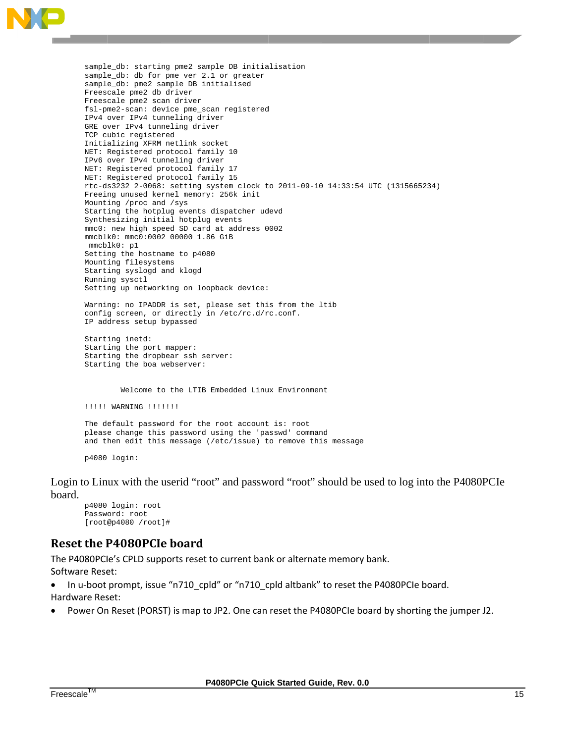```
sample_db: starting pme2 sample DB initialisation
sample_db: db for pme ver 2.1 or greater
sample_db: pme2 sample DB initialised
Freescale pme2 db driver
Freescale pme2 scan driver
fsl-pme2-scan: device pme_scan registered
IPv4 over IPv4 tunneling driver
GRE over IPv4 tunneling driver
TCP cubic registered
Initializing XFRM netlink socket
NET: Registered protocol family 10
IPv6 over IPv4 tunneling driver
NET: Registered protocol family 17
NET: Registered protocol family 15
rtc-ds3232 2-0068: setting system clock to 2011-09-10 14:33:54 UTC (1315665234)
Freeing unused kernel memory: 256k init
Mounting /proc and /sys
Starting the hotplug events dispatcher udevd
Synthesizing initial hotplug events
mmc0: new high speed SD card at address 0002
mmcblk0: mmc0:0002 00000 1.86 GiB
 mmcblk0: p1
Setting the hostname to p4080
Mounting filesystems
Starting syslogd and klogd
Running sysctl
Setting up networking on loopback device:

Warning: no IPADDR is set, please set this from the ltib
config screen, or directly in /etc/rc.d/rc.conf.
IP address setup bypassed

Starting inetd:
Starting the port mapper:
Starting the dropbear ssh server:
Starting the boa webserver:


        Welcome to the LTIB Embedded Linux Environment

!!!!! WARNING !!!!!!!

The default password for the root account is: root
please change this password using the 'passwd' command
and then edit this message (/etc/issue) to remove this message

p4080 login:
```

Login to Linux with the userid “root” and password “root” should be used to log into the P4080PCIe board.

```
p4080 login: root
Password: root
[root@p4080 /root]#
```

## Reset the P4080PCIe board

The P4080PCIe’s CPLD supports reset to current bank or alternate memory bank.

Software Reset:

- In u-boot prompt, issue “n710_cpld” or “n710_cpld altbank” to reset the P4080PCIe board.

Hardware Reset:

- Power On Reset (PORST) is map to JP2. One can reset the P4080PCIe board by shorting the jumper J2.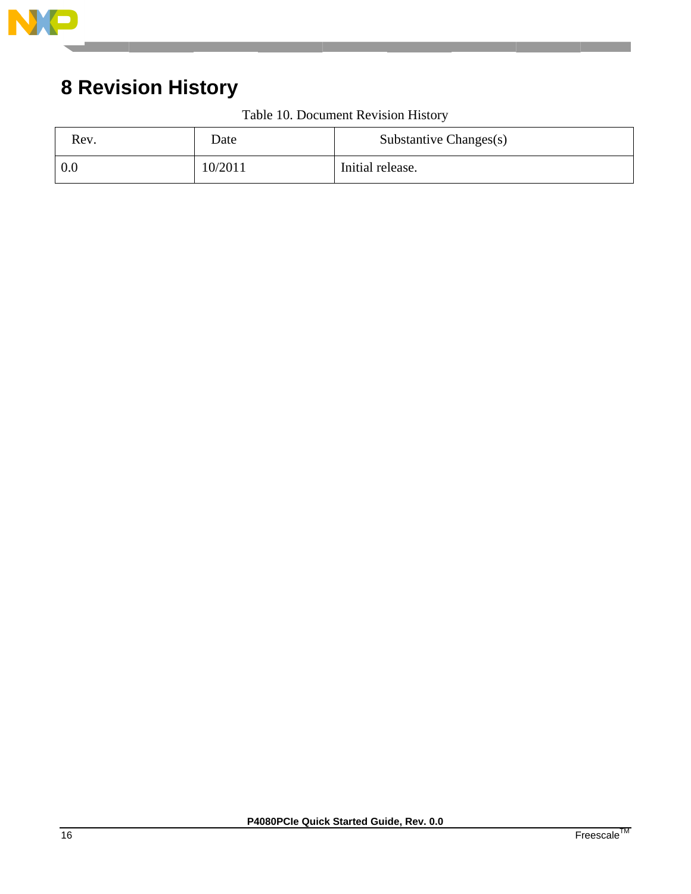# 8 Revision History

Table 10. Document Revision History

| Rev. | Date | Substantive Changes(s) |
| --- | --- | --- |
| 0.0 | 10/2011 | Initial release. |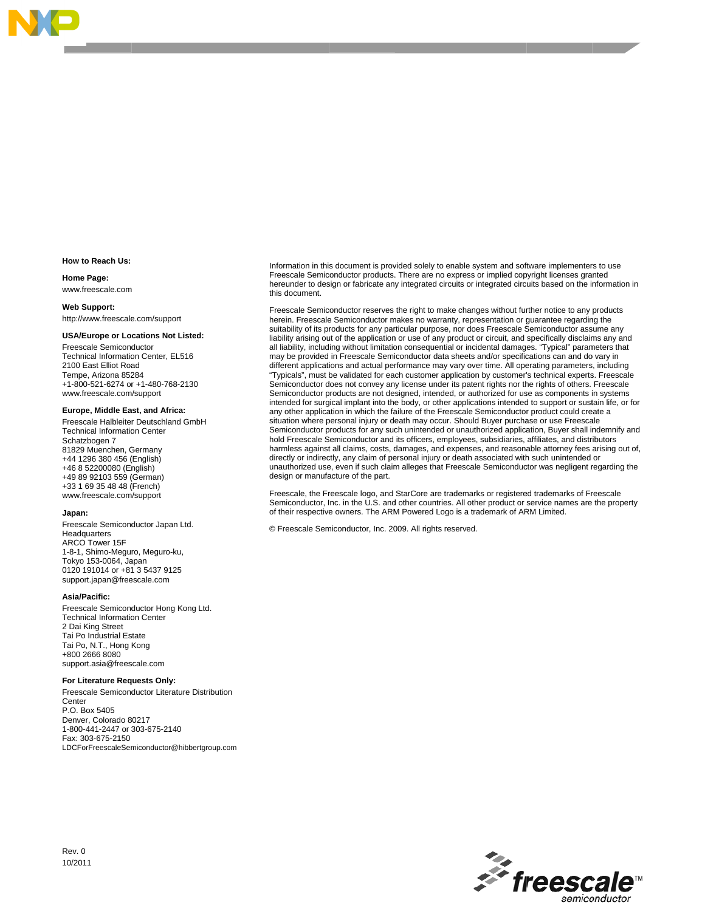**How to Reach Us:**

**Home Page:**
www.freescale.com

**Web Support:**
http://www.freescale.com/support

**USA/Europe or Locations Not Listed:**
Freescale Semiconductor
Technical Information Center, EL516
2100 East Elliot Road
Tempe, Arizona 85284
+1-800-521-6274 or +1-480-768-2130
www.freescale.com/support

**Europe, Middle East, and Africa:**
Freescale Halbleiter Deutschland GmbH
Technical Information Center
Schatzbogen 7
81829 Muenchen, Germany
+44 1296 380 456 (English)
+46 8 52200080 (English)
+49 89 92103 559 (German)
+33 1 69 35 48 48 (French)
www.freescale.com/support

**Japan:**
Freescale Semiconductor Japan Ltd.
Headquarters
ARCO Tower 15F
1-8-1, Shimo-Meguro, Meguro-ku,
Tokyo 153-0064, Japan
0120 191014 or +81 3 5437 9125
support.japan@freescale.com

**Asia/Pacific:**
Freescale Semiconductor Hong Kong Ltd.
Technical Information Center
2 Dai King Street
Tai Po Industrial Estate
Tai Po, N.T., Hong Kong
+800 2666 8080
support.asia@freescale.com

**For Literature Requests Only:**
Freescale Semiconductor Literature Distribution Center
P.O. Box 5405
Denver, Colorado 80217
1-800-441-2447 or 303-675-2140
Fax: 303-675-2150
LDCForFreescaleSemiconductor@hibbertgroup.com

Information in this document is provided solely to enable system and software implementers to use Freescale Semiconductor products. There are no express or implied copyright licenses granted hereunder to design or fabricate any integrated circuits or integrated circuits based on the information in this document.

Freescale Semiconductor reserves the right to make changes without further notice to any products herein. Freescale Semiconductor makes no warranty, representation or guarantee regarding the suitability of its products for any particular purpose, nor does Freescale Semiconductor assume any liability arising out of the application or use of any product or circuit, and specifically disclaims any and all liability, including without limitation consequential or incidental damages. "Typical" parameters that may be provided in Freescale Semiconductor data sheets and/or specifications can and do vary in different applications and actual performance may vary over time. All operating parameters, including "Typicals", must be validated for each customer application by customer's technical experts. Freescale Semiconductor does not convey any license under its patent rights nor the rights of others. Freescale Semiconductor products are not designed, intended, or authorized for use as components in systems intended for surgical implant into the body, or other applications intended to support or sustain life, or for any other application in which the failure of the Freescale Semiconductor product could create a situation where personal injury or death may occur. Should Buyer purchase or use Freescale Semiconductor products for any such unintended or unauthorized application, Buyer shall indemnify and hold Freescale Semiconductor and its officers, employees, subsidiaries, affiliates, and distributors harmless against all claims, costs, damages, and expenses, and reasonable attorney fees arising out of, directly or indirectly, any claim of personal injury or death associated with such unintended or unauthorized use, even if such claim alleges that Freescale Semiconductor was negligent regarding the design or manufacture of the part.

Freescale, the Freescale logo, and StarCore are trademarks or registered trademarks of Freescale Semiconductor, Inc. in the U.S. and other countries. All other product or service names are the property of their respective owners. The ARM Powered Logo is a trademark of ARM Limited.

© Freescale Semiconductor, Inc. 2009. All rights reserved.

Rev. 0
10/2011